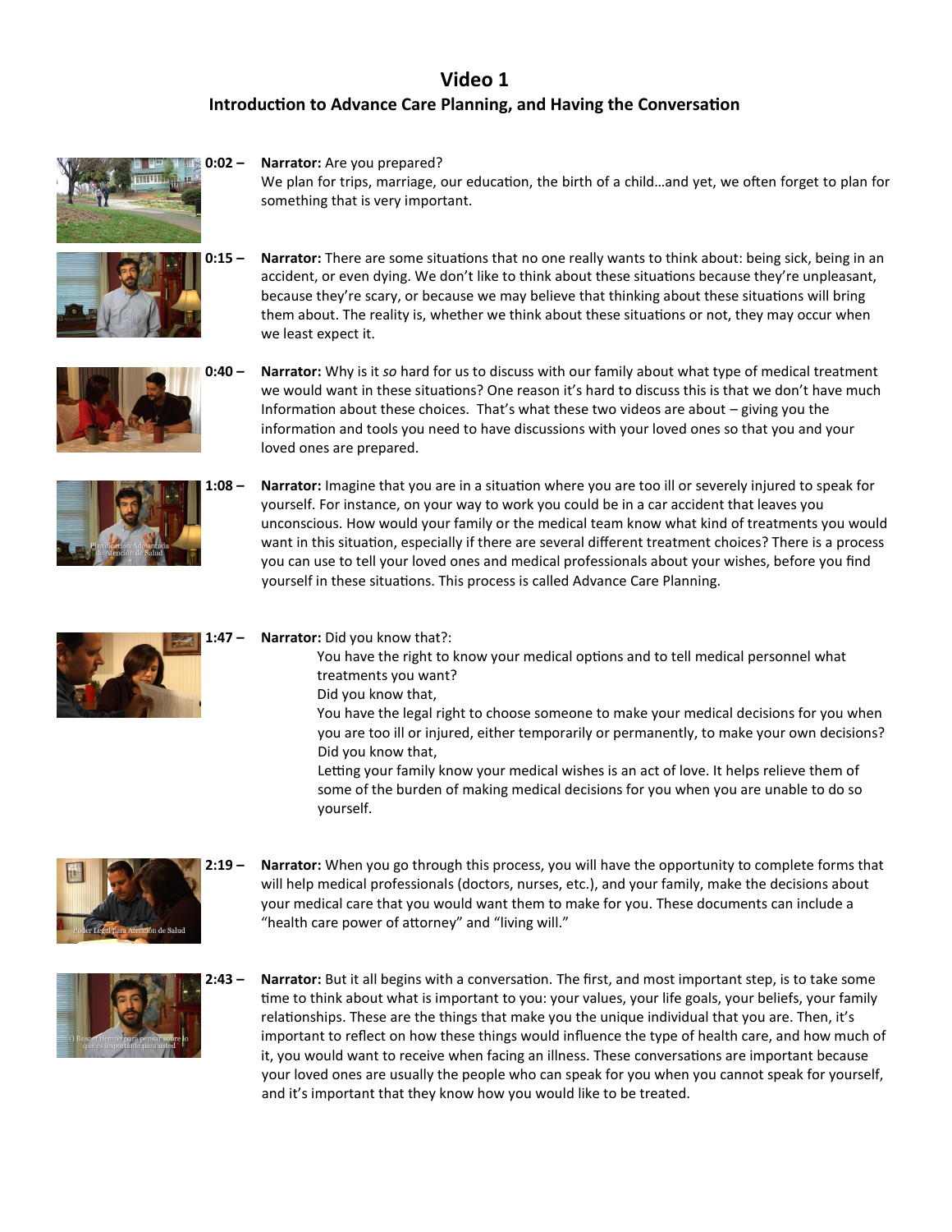# Video 1

## Introduction to Advance Care Planning, and Having the Conversation

**0:02 – Narrator:** Are you prepared?
We plan for trips, marriage, our education, the birth of a child…and yet, we often forget to plan for something that is very important.

**0:15 – Narrator:** There are some situations that no one really wants to think about: being sick, being in an accident, or even dying. We don't like to think about these situations because they're unpleasant, because they're scary, or because we may believe that thinking about these situations will bring them about. The reality is, whether we think about these situations or not, they may occur when we least expect it.

**0:40 – Narrator:** Why is it *so* hard for us to discuss with our family about what type of medical treatment we would want in these situations? One reason it's hard to discuss this is that we don't have much Information about these choices. That's what these two videos are about – giving you the information and tools you need to have discussions with your loved ones so that you and your loved ones are prepared.

**1:08 – Narrator:** Imagine that you are in a situation where you are too ill or severely injured to speak for yourself. For instance, on your way to work you could be in a car accident that leaves you unconscious. How would your family or the medical team know what kind of treatments you would want in this situation, especially if there are several different treatment choices? There is a process you can use to tell your loved ones and medical professionals about your wishes, before you find yourself in these situations. This process is called Advance Care Planning.

**1:47 – Narrator:** Did you know that?:

You have the right to know your medical options and to tell medical personnel what treatments you want?
Did you know that,
You have the legal right to choose someone to make your medical decisions for you when you are too ill or injured, either temporarily or permanently, to make your own decisions?
Did you know that,
Letting your family know your medical wishes is an act of love. It helps relieve them of some of the burden of making medical decisions for you when you are unable to do so yourself.

**2:19 – Narrator:** When you go through this process, you will have the opportunity to complete forms that will help medical professionals (doctors, nurses, etc.), and your family, make the decisions about your medical care that you would want them to make for you. These documents can include a "health care power of attorney" and "living will."

**2:43 – Narrator:** But it all begins with a conversation. The first, and most important step, is to take some time to think about what is important to you: your values, your life goals, your beliefs, your family relationships. These are the things that make you the unique individual that you are. Then, it's important to reflect on how these things would influence the type of health care, and how much of it, you would want to receive when facing an illness. These conversations are important because your loved ones are usually the people who can speak for you when you cannot speak for yourself, and it's important that they know how you would like to be treated.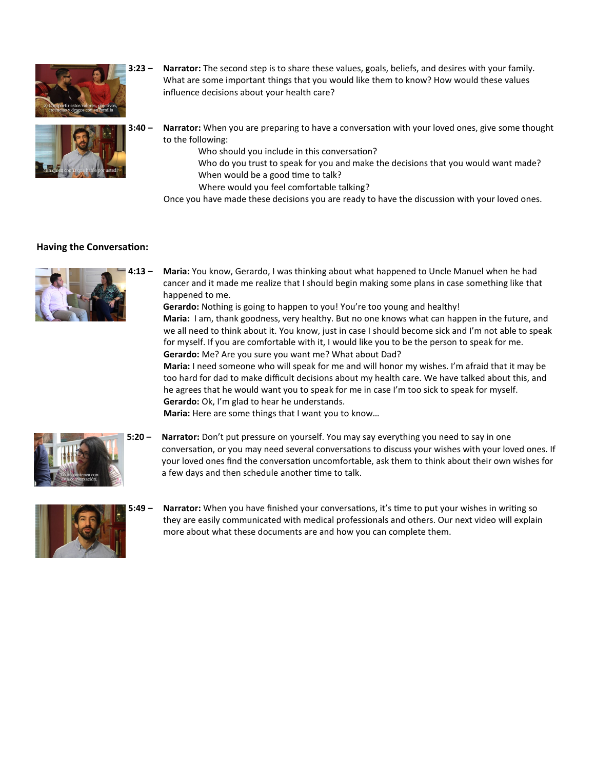**3:23 –** **Narrator:** The second step is to share these values, goals, beliefs, and desires with your family. What are some important things that you would like them to know? How would these values influence decisions about your health care?

**3:40 –** **Narrator:** When you are preparing to have a conversation with your loved ones, give some thought to the following:

- Who should you include in this conversation?
- Who do you trust to speak for you and make the decisions that you would want made?
- When would be a good time to talk?
- Where would you feel comfortable talking?

Once you have made these decisions you are ready to have the discussion with your loved ones.

**Having the Conversation:**

**4:13 –** **Maria:** You know, Gerardo, I was thinking about what happened to Uncle Manuel when he had cancer and it made me realize that I should begin making some plans in case something like that happened to me.

**Gerardo:** Nothing is going to happen to you! You're too young and healthy!

**Maria:** I am, thank goodness, very healthy. But no one knows what can happen in the future, and we all need to think about it. You know, just in case I should become sick and I'm not able to speak for myself. If you are comfortable with it, I would like you to be the person to speak for me.

**Gerardo:** Me? Are you sure you want me? What about Dad?

**Maria:** I need someone who will speak for me and will honor my wishes. I'm afraid that it may be too hard for dad to make difficult decisions about my health care. We have talked about this, and he agrees that he would want you to speak for me in case I'm too sick to speak for myself.

**Gerardo:** Ok, I'm glad to hear he understands.

**Maria:** Here are some things that I want you to know…

**5:20 –** **Narrator:** Don't put pressure on yourself. You may say everything you need to say in one conversation, or you may need several conversations to discuss your wishes with your loved ones. If your loved ones find the conversation uncomfortable, ask them to think about their own wishes for a few days and then schedule another time to talk.

**5:49 –** **Narrator:** When you have finished your conversations, it's time to put your wishes in writing so they are easily communicated with medical professionals and others. Our next video will explain more about what these documents are and how you can complete them.